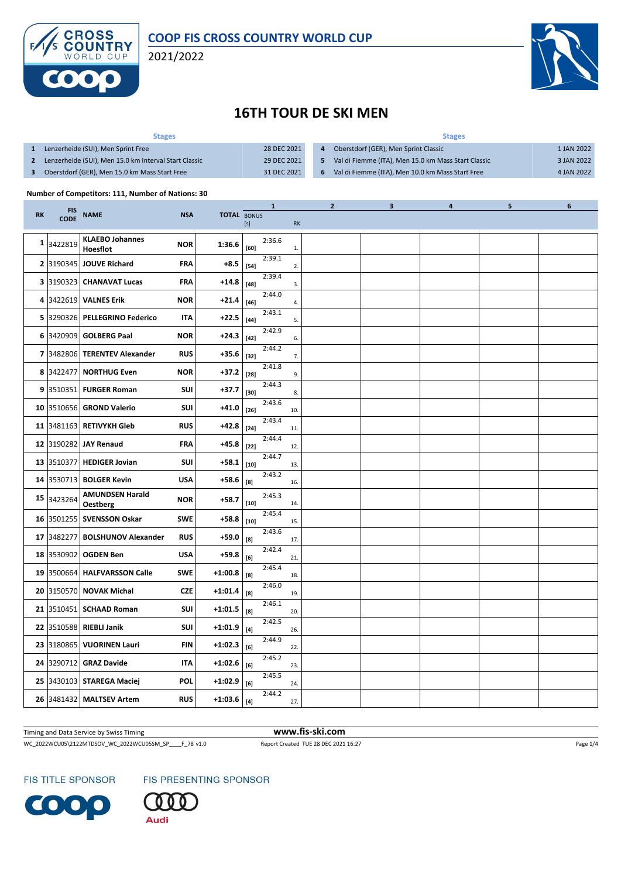COOP FIS CROSS COUNTRY WORLD CUP

2021/2022

# 16TH TOUR DE SKI MEN

| | Stages | | | Stages | |
|---|---|---|---|---|---|
| 1 | Lenzerheide (SUI), Men Sprint Free | 28 DEC 2021 | 4 | Oberstdorf (GER), Men Sprint Classic | 1 JAN 2022 |
| 2 | Lenzerheide (SUI), Men 15.0 km Interval Start Classic | 29 DEC 2021 | 5 | Val di Fiemme (ITA), Men 15.0 km Mass Start Classic | 3 JAN 2022 |
| 3 | Oberstdorf (GER), Men 15.0 km Mass Start Free | 31 DEC 2021 | 6 | Val di Fiemme (ITA), Men 10.0 km Mass Start Free | 4 JAN 2022 |

**Number of Competitors: 111, Number of Nations: 30**

| RK | FIS CODE | NAME | NSA | TOTAL | 1 BONUS [s] | 1 | 1 RK | 2 | 3 | 4 | 5 | 6 |
|---|---|---|---|---|---|---|---|---|---|---|---|---|
| 1 | 3422819 | KLAEBO Johannes Hoesflot | NOR | 1:36.6 | [60] | 2:36.6 | 1. | | | | | |
| 2 | 3190345 | JOUVE Richard | FRA | +8.5 | [54] | 2:39.1 | 2. | | | | | |
| 3 | 3190323 | CHANAVAT Lucas | FRA | +14.8 | [48] | 2:39.4 | 3. | | | | | |
| 4 | 3422619 | VALNES Erik | NOR | +21.4 | [46] | 2:44.0 | 4. | | | | | |
| 5 | 3290326 | PELLEGRINO Federico | ITA | +22.5 | [44] | 2:43.1 | 5. | | | | | |
| 6 | 3420909 | GOLBERG Paal | NOR | +24.3 | [42] | 2:42.9 | 6. | | | | | |
| 7 | 3482806 | TERENTEV Alexander | RUS | +35.6 | [32] | 2:44.2 | 7. | | | | | |
| 8 | 3422477 | NORTHUG Even | NOR | +37.2 | [28] | 2:41.8 | 9. | | | | | |
| 9 | 3510351 | FURGER Roman | SUI | +37.7 | [30] | 2:44.3 | 8. | | | | | |
| 10 | 3510656 | GROND Valerio | SUI | +41.0 | [26] | 2:43.6 | 10. | | | | | |
| 11 | 3481163 | RETIVYKH Gleb | RUS | +42.8 | [24] | 2:43.4 | 11. | | | | | |
| 12 | 3190282 | JAY Renaud | FRA | +45.8 | [22] | 2:44.4 | 12. | | | | | |
| 13 | 3510377 | HEDIGER Jovian | SUI | +58.1 | [10] | 2:44.7 | 13. | | | | | |
| 14 | 3530713 | BOLGER Kevin | USA | +58.6 | [8] | 2:43.2 | 16. | | | | | |
| 15 | 3423264 | AMUNDSEN Harald Oestberg | NOR | +58.7 | [10] | 2:45.3 | 14. | | | | | |
| 16 | 3501255 | SVENSSON Oskar | SWE | +58.8 | [10] | 2:45.4 | 15. | | | | | |
| 17 | 3482277 | BOLSHUNOV Alexander | RUS | +59.0 | [8] | 2:43.6 | 17. | | | | | |
| 18 | 3530902 | OGDEN Ben | USA | +59.8 | [6] | 2:42.4 | 21. | | | | | |
| 19 | 3500664 | HALFVARSSON Calle | SWE | +1:00.8 | [8] | 2:45.4 | 18. | | | | | |
| 20 | 3150570 | NOVAK Michal | CZE | +1:01.4 | [8] | 2:46.0 | 19. | | | | | |
| 21 | 3510451 | SCHAAD Roman | SUI | +1:01.5 | [8] | 2:46.1 | 20. | | | | | |
| 22 | 3510588 | RIEBLI Janik | SUI | +1:01.9 | [4] | 2:42.5 | 26. | | | | | |
| 23 | 3180865 | VUORINEN Lauri | FIN | +1:02.3 | [6] | 2:44.9 | 22. | | | | | |
| 24 | 3290712 | GRAZ Davide | ITA | +1:02.6 | [6] | 2:45.2 | 23. | | | | | |
| 25 | 3430103 | STAREGA Maciej | POL | +1:02.9 | [6] | 2:45.5 | 24. | | | | | |
| 26 | 3481432 | MALTSEV Artem | RUS | +1:03.6 | [4] | 2:44.2 | 27. | | | | | |

Timing and Data Service by Swiss Timing

www.fis-ski.com

WC_2022WCU05\2122MTDSOV_WC_2022WCU05SM_SP____F_78 v1.0 Report Created TUE 28 DEC 2021 16:27

FIS TITLE SPONSOR

FIS PRESENTING SPONSOR

Audi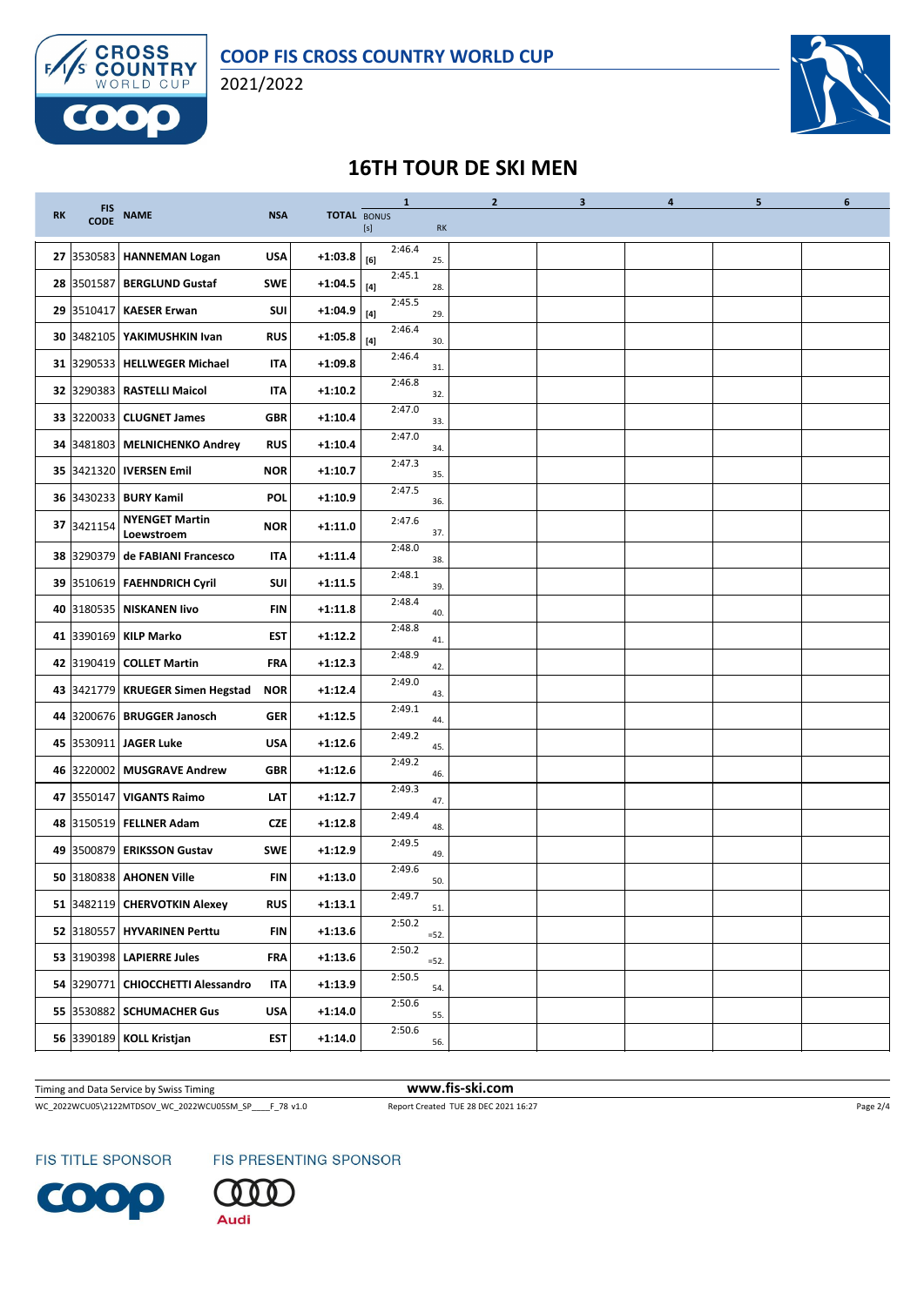COOP FIS CROSS COUNTRY WORLD CUP

2021/2022

## 16TH TOUR DE SKI MEN

| RK | FIS CODE | NAME | NSA | TOTAL | 1 BONUS [s] | 1 | 1 RK | 2 | 3 | 4 | 5 | 6 |
|---|---|---|---|---|---|---|---|---|---|---|---|---|
| 27 | 3530583 | HANNEMAN Logan | USA | +1:03.8 | [6] | 2:46.4 | 25. | | | | | |
| 28 | 3501587 | BERGLUND Gustaf | SWE | +1:04.5 | [4] | 2:45.1 | 28. | | | | | |
| 29 | 3510417 | KAESER Erwan | SUI | +1:04.9 | [4] | 2:45.5 | 29. | | | | | |
| 30 | 3482105 | YAKIMUSHKIN Ivan | RUS | +1:05.8 | [4] | 2:46.4 | 30. | | | | | |
| 31 | 3290533 | HELLWEGER Michael | ITA | +1:09.8 | | 2:46.4 | 31. | | | | | |
| 32 | 3290383 | RASTELLI Maicol | ITA | +1:10.2 | | 2:46.8 | 32. | | | | | |
| 33 | 3220033 | CLUGNET James | GBR | +1:10.4 | | 2:47.0 | 33. | | | | | |
| 34 | 3481803 | MELNICHENKO Andrey | RUS | +1:10.4 | | 2:47.0 | 34. | | | | | |
| 35 | 3421320 | IVERSEN Emil | NOR | +1:10.7 | | 2:47.3 | 35. | | | | | |
| 36 | 3430233 | BURY Kamil | POL | +1:10.9 | | 2:47.5 | 36. | | | | | |
| 37 | 3421154 | NYENGET Martin Loewstroem | NOR | +1:11.0 | | 2:47.6 | 37. | | | | | |
| 38 | 3290379 | de FABIANI Francesco | ITA | +1:11.4 | | 2:48.0 | 38. | | | | | |
| 39 | 3510619 | FAEHNDRICH Cyril | SUI | +1:11.5 | | 2:48.1 | 39. | | | | | |
| 40 | 3180535 | NISKANEN Iivo | FIN | +1:11.8 | | 2:48.4 | 40. | | | | | |
| 41 | 3390169 | KILP Marko | EST | +1:12.2 | | 2:48.8 | 41. | | | | | |
| 42 | 3190419 | COLLET Martin | FRA | +1:12.3 | | 2:48.9 | 42. | | | | | |
| 43 | 3421779 | KRUEGER Simen Hegstad | NOR | +1:12.4 | | 2:49.0 | 43. | | | | | |
| 44 | 3200676 | BRUGGER Janosch | GER | +1:12.5 | | 2:49.1 | 44. | | | | | |
| 45 | 3530911 | JAGER Luke | USA | +1:12.6 | | 2:49.2 | 45. | | | | | |
| 46 | 3220002 | MUSGRAVE Andrew | GBR | +1:12.6 | | 2:49.2 | 46. | | | | | |
| 47 | 3550147 | VIGANTS Raimo | LAT | +1:12.7 | | 2:49.3 | 47. | | | | | |
| 48 | 3150519 | FELLNER Adam | CZE | +1:12.8 | | 2:49.4 | 48. | | | | | |
| 49 | 3500879 | ERIKSSON Gustav | SWE | +1:12.9 | | 2:49.5 | 49. | | | | | |
| 50 | 3180838 | AHONEN Ville | FIN | +1:13.0 | | 2:49.6 | 50. | | | | | |
| 51 | 3482119 | CHERVOTKIN Alexey | RUS | +1:13.1 | | 2:49.7 | 51. | | | | | |
| 52 | 3180557 | HYVARINEN Perttu | FIN | +1:13.6 | | 2:50.2 | =52. | | | | | |
| 53 | 3190398 | LAPIERRE Jules | FRA | +1:13.6 | | 2:50.2 | =52. | | | | | |
| 54 | 3290771 | CHIOCCHETTI Alessandro | ITA | +1:13.9 | | 2:50.5 | 54. | | | | | |
| 55 | 3530882 | SCHUMACHER Gus | USA | +1:14.0 | | 2:50.6 | 55. | | | | | |
| 56 | 3390189 | KOLL Kristjan | EST | +1:14.0 | | 2:50.6 | 56. | | | | | |

Timing and Data Service by Swiss Timing — www.fis-ski.com

WC_2022WCU05\2122MTDSOV_WC_2022WCU05SM_SP____F_78 v1.0 — Report Created TUE 28 DEC 2021 16:27

FIS TITLE SPONSOR — FIS PRESENTING SPONSOR Audi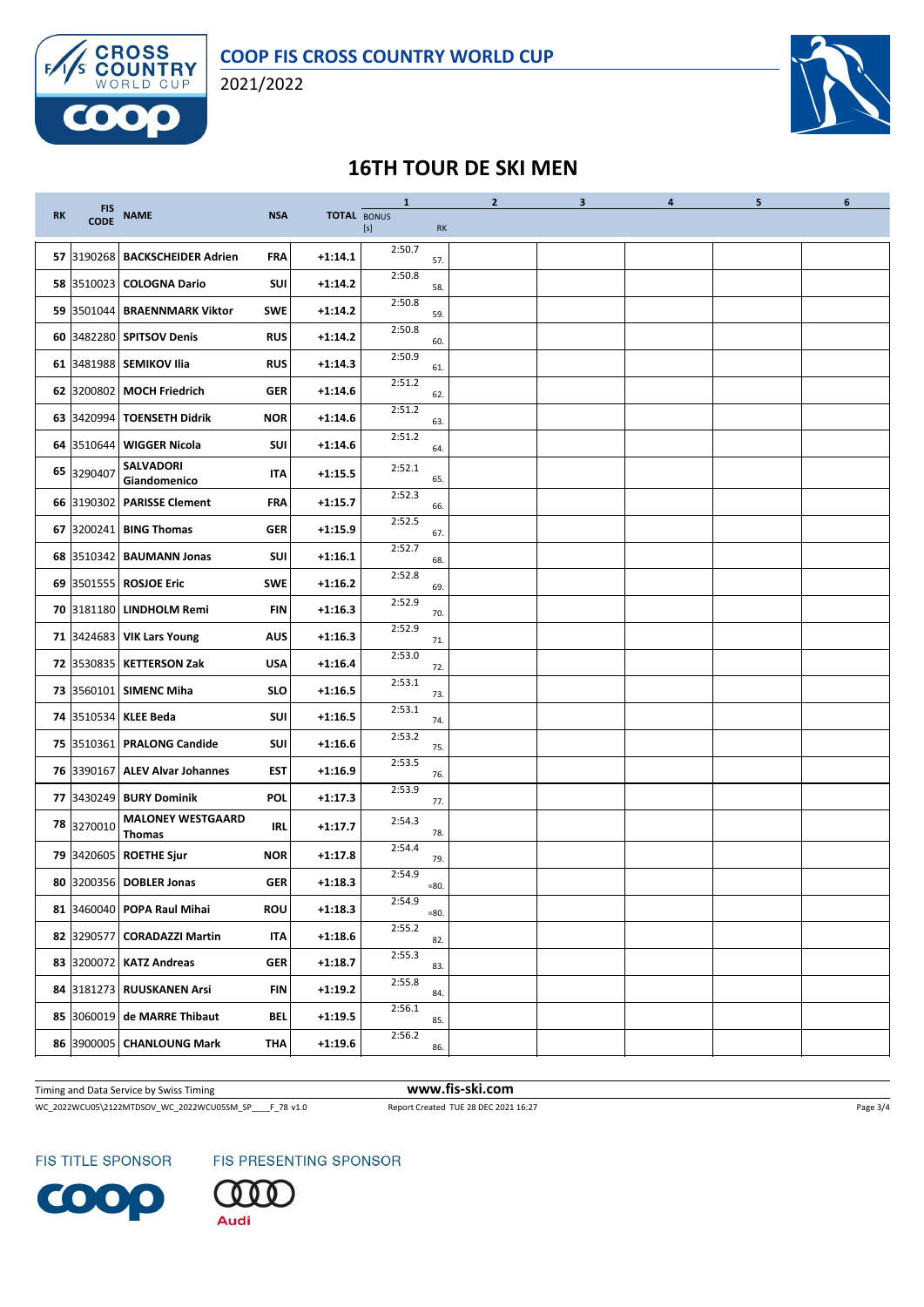# COOP FIS CROSS COUNTRY WORLD CUP

2021/2022

## 16TH TOUR DE SKI MEN

| RK | FIS CODE | NAME | NSA | TOTAL | 1 BONUS [s] | 1 RK | 2 | 3 | 4 | 5 | 6 |
|---|---|---|---|---|---|---|---|---|---|---|---|
| 57 | 3190268 | **BACKSCHEIDER Adrien** | FRA | +1:14.1 | 2:50.7 | 57. | | | | | |
| 58 | 3510023 | **COLOGNA Dario** | SUI | +1:14.2 | 2:50.8 | 58. | | | | | |
| 59 | 3501044 | **BRAENNMARK Viktor** | SWE | +1:14.2 | 2:50.8 | 59. | | | | | |
| 60 | 3482280 | **SPITSOV Denis** | RUS | +1:14.2 | 2:50.8 | 60. | | | | | |
| 61 | 3481988 | **SEMIKOV Ilia** | RUS | +1:14.3 | 2:50.9 | 61. | | | | | |
| 62 | 3200802 | **MOCH Friedrich** | GER | +1:14.6 | 2:51.2 | 62. | | | | | |
| 63 | 3420994 | **TOENSETH Didrik** | NOR | +1:14.6 | 2:51.2 | 63. | | | | | |
| 64 | 3510644 | **WIGGER Nicola** | SUI | +1:14.6 | 2:51.2 | 64. | | | | | |
| 65 | 3290407 | **SALVADORI Giandomenico** | ITA | +1:15.5 | 2:52.1 | 65. | | | | | |
| 66 | 3190302 | **PARISSE Clement** | FRA | +1:15.7 | 2:52.3 | 66. | | | | | |
| 67 | 3200241 | **BING Thomas** | GER | +1:15.9 | 2:52.5 | 67. | | | | | |
| 68 | 3510342 | **BAUMANN Jonas** | SUI | +1:16.1 | 2:52.7 | 68. | | | | | |
| 69 | 3501555 | **ROSJOE Eric** | SWE | +1:16.2 | 2:52.8 | 69. | | | | | |
| 70 | 3181180 | **LINDHOLM Remi** | FIN | +1:16.3 | 2:52.9 | 70. | | | | | |
| 71 | 3424683 | **VIK Lars Young** | AUS | +1:16.3 | 2:52.9 | 71. | | | | | |
| 72 | 3530835 | **KETTERSON Zak** | USA | +1:16.4 | 2:53.0 | 72. | | | | | |
| 73 | 3560101 | **SIMENC Miha** | SLO | +1:16.5 | 2:53.1 | 73. | | | | | |
| 74 | 3510534 | **KLEE Beda** | SUI | +1:16.5 | 2:53.1 | 74. | | | | | |
| 75 | 3510361 | **PRALONG Candide** | SUI | +1:16.6 | 2:53.2 | 75. | | | | | |
| 76 | 3390167 | **ALEV Alvar Johannes** | EST | +1:16.9 | 2:53.5 | 76. | | | | | |
| 77 | 3430249 | **BURY Dominik** | POL | +1:17.3 | 2:53.9 | 77. | | | | | |
| 78 | 3270010 | **MALONEY WESTGAARD Thomas** | IRL | +1:17.7 | 2:54.3 | 78. | | | | | |
| 79 | 3420605 | **ROETHE Sjur** | NOR | +1:17.8 | 2:54.4 | 79. | | | | | |
| 80 | 3200356 | **DOBLER Jonas** | GER | +1:18.3 | 2:54.9 | =80. | | | | | |
| 81 | 3460040 | **POPA Raul Mihai** | ROU | +1:18.3 | 2:54.9 | =80. | | | | | |
| 82 | 3290577 | **CORADAZZI Martin** | ITA | +1:18.6 | 2:55.2 | 82. | | | | | |
| 83 | 3200072 | **KATZ Andreas** | GER | +1:18.7 | 2:55.3 | 83. | | | | | |
| 84 | 3181273 | **RUUSKANEN Arsi** | FIN | +1:19.2 | 2:55.8 | 84. | | | | | |
| 85 | 3060019 | **de MARRE Thibaut** | BEL | +1:19.5 | 2:56.1 | 85. | | | | | |
| 86 | 3900005 | **CHANLOUNG Mark** | THA | +1:19.6 | 2:56.2 | 86. | | | | | |

Timing and Data Service by Swiss Timing — www.fis-ski.com

WC_2022WCU05\2122MTDSOV_WC_2022WCU05SM_SP____F_78 v1.0 — Report Created TUE 28 DEC 2021 16:27

FIS TITLE SPONSOR — COOP | FIS PRESENTING SPONSOR — Audi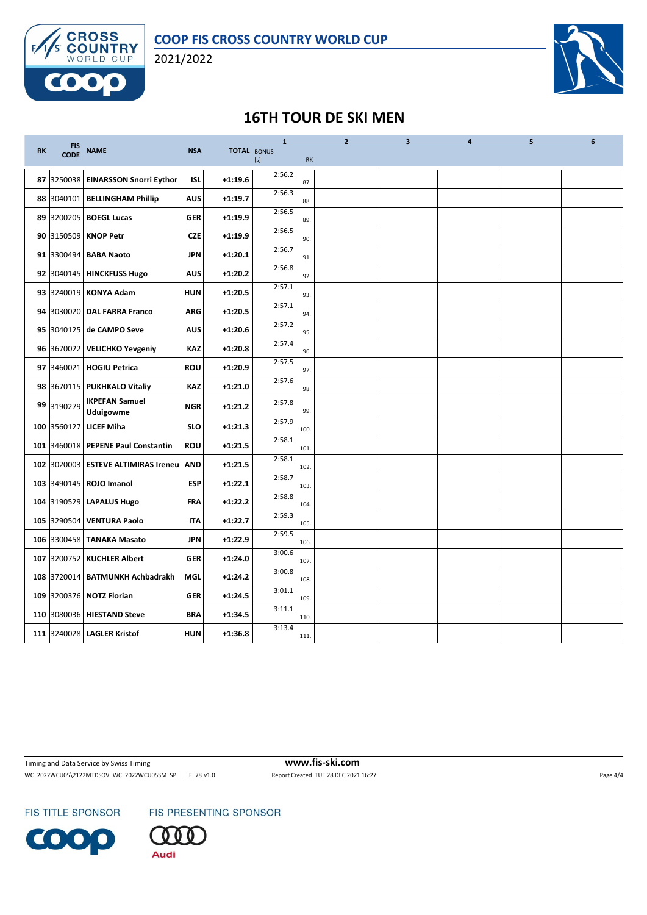COOP FIS CROSS COUNTRY WORLD CUP

2021/2022

# 16TH TOUR DE SKI MEN

| RK | FIS CODE | NAME | NSA | TOTAL | 1 BONUS [s] | 1 RK | 2 | 3 | 4 | 5 | 6 |
|---|---|---|---|---|---|---|---|---|---|---|---|
| 87 | 3250038 | EINARSSON Snorri Eythor | ISL | +1:19.6 | 2:56.2 | 87. | | | | | |
| 88 | 3040101 | BELLINGHAM Phillip | AUS | +1:19.7 | 2:56.3 | 88. | | | | | |
| 89 | 3200205 | BOEGL Lucas | GER | +1:19.9 | 2:56.5 | 89. | | | | | |
| 90 | 3150509 | KNOP Petr | CZE | +1:19.9 | 2:56.5 | 90. | | | | | |
| 91 | 3300494 | BABA Naoto | JPN | +1:20.1 | 2:56.7 | 91. | | | | | |
| 92 | 3040145 | HINCKFUSS Hugo | AUS | +1:20.2 | 2:56.8 | 92. | | | | | |
| 93 | 3240019 | KONYA Adam | HUN | +1:20.5 | 2:57.1 | 93. | | | | | |
| 94 | 3030020 | DAL FARRA Franco | ARG | +1:20.5 | 2:57.1 | 94. | | | | | |
| 95 | 3040125 | de CAMPO Seve | AUS | +1:20.6 | 2:57.2 | 95. | | | | | |
| 96 | 3670022 | VELICHKO Yevgeniy | KAZ | +1:20.8 | 2:57.4 | 96. | | | | | |
| 97 | 3460021 | HOGIU Petrica | ROU | +1:20.9 | 2:57.5 | 97. | | | | | |
| 98 | 3670115 | PUKHKALO Vitaliy | KAZ | +1:21.0 | 2:57.6 | 98. | | | | | |
| 99 | 3190279 | IKPEFAN Samuel Uduigowme | NGR | +1:21.2 | 2:57.8 | 99. | | | | | |
| 100 | 3560127 | LICEF Miha | SLO | +1:21.3 | 2:57.9 | 100. | | | | | |
| 101 | 3460018 | PEPENE Paul Constantin | ROU | +1:21.5 | 2:58.1 | 101. | | | | | |
| 102 | 3020003 | ESTEVE ALTIMIRAS Ireneu | AND | +1:21.5 | 2:58.1 | 102. | | | | | |
| 103 | 3490145 | ROJO Imanol | ESP | +1:22.1 | 2:58.7 | 103. | | | | | |
| 104 | 3190529 | LAPALUS Hugo | FRA | +1:22.2 | 2:58.8 | 104. | | | | | |
| 105 | 3290504 | VENTURA Paolo | ITA | +1:22.7 | 2:59.3 | 105. | | | | | |
| 106 | 3300458 | TANAKA Masato | JPN | +1:22.9 | 2:59.5 | 106. | | | | | |
| 107 | 3200752 | KUCHLER Albert | GER | +1:24.0 | 3:00.6 | 107. | | | | | |
| 108 | 3720014 | BATMUNKH Achbadrakh | MGL | +1:24.2 | 3:00.8 | 108. | | | | | |
| 109 | 3200376 | NOTZ Florian | GER | +1:24.5 | 3:01.1 | 109. | | | | | |
| 110 | 3080036 | HIESTAND Steve | BRA | +1:34.5 | 3:11.1 | 110. | | | | | |
| 111 | 3240028 | LAGLER Kristof | HUN | +1:36.8 | 3:13.4 | 111. | | | | | |

Timing and Data Service by Swiss Timing **www.fis-ski.com**

WC_2022WCU05\2122MTDSOV_WC_2022WCU05SM_SP____F_78 v1.0 Report Created TUE 28 DEC 2021 16:27

FIS TITLE SPONSOR FIS PRESENTING SPONSOR